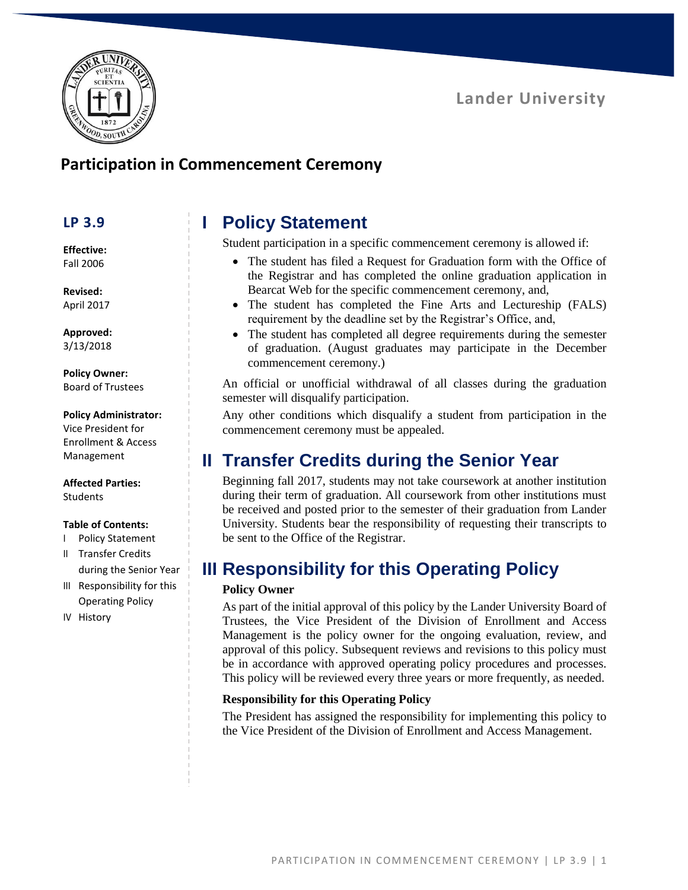Lander University

# Participation in Commencement Ceremony

## LP 3.9

**Effective:**
Fall 2006

**Revised:**
April 2017

**Approved:**
3/13/2018

**Policy Owner:**
Board of Trustees

**Policy Administrator:**
Vice President for Enrollment & Access Management

**Affected Parties:**
Students

**Table of Contents:**

- I Policy Statement
- II Transfer Credits during the Senior Year
- III Responsibility for this Operating Policy
- IV History

## I Policy Statement

Student participation in a specific commencement ceremony is allowed if:

- The student has filed a Request for Graduation form with the Office of the Registrar and has completed the online graduation application in Bearcat Web for the specific commencement ceremony, and,
- The student has completed the Fine Arts and Lectureship (FALS) requirement by the deadline set by the Registrar's Office, and,
- The student has completed all degree requirements during the semester of graduation. (August graduates may participate in the December commencement ceremony.)

An official or unofficial withdrawal of all classes during the graduation semester will disqualify participation.

Any other conditions which disqualify a student from participation in the commencement ceremony must be appealed.

## II Transfer Credits during the Senior Year

Beginning fall 2017, students may not take coursework at another institution during their term of graduation. All coursework from other institutions must be received and posted prior to the semester of their graduation from Lander University. Students bear the responsibility of requesting their transcripts to be sent to the Office of the Registrar.

## III Responsibility for this Operating Policy

### Policy Owner

As part of the initial approval of this policy by the Lander University Board of Trustees, the Vice President of the Division of Enrollment and Access Management is the policy owner for the ongoing evaluation, review, and approval of this policy. Subsequent reviews and revisions to this policy must be in accordance with approved operating policy procedures and processes. This policy will be reviewed every three years or more frequently, as needed.

### Responsibility for this Operating Policy

The President has assigned the responsibility for implementing this policy to the Vice President of the Division of Enrollment and Access Management.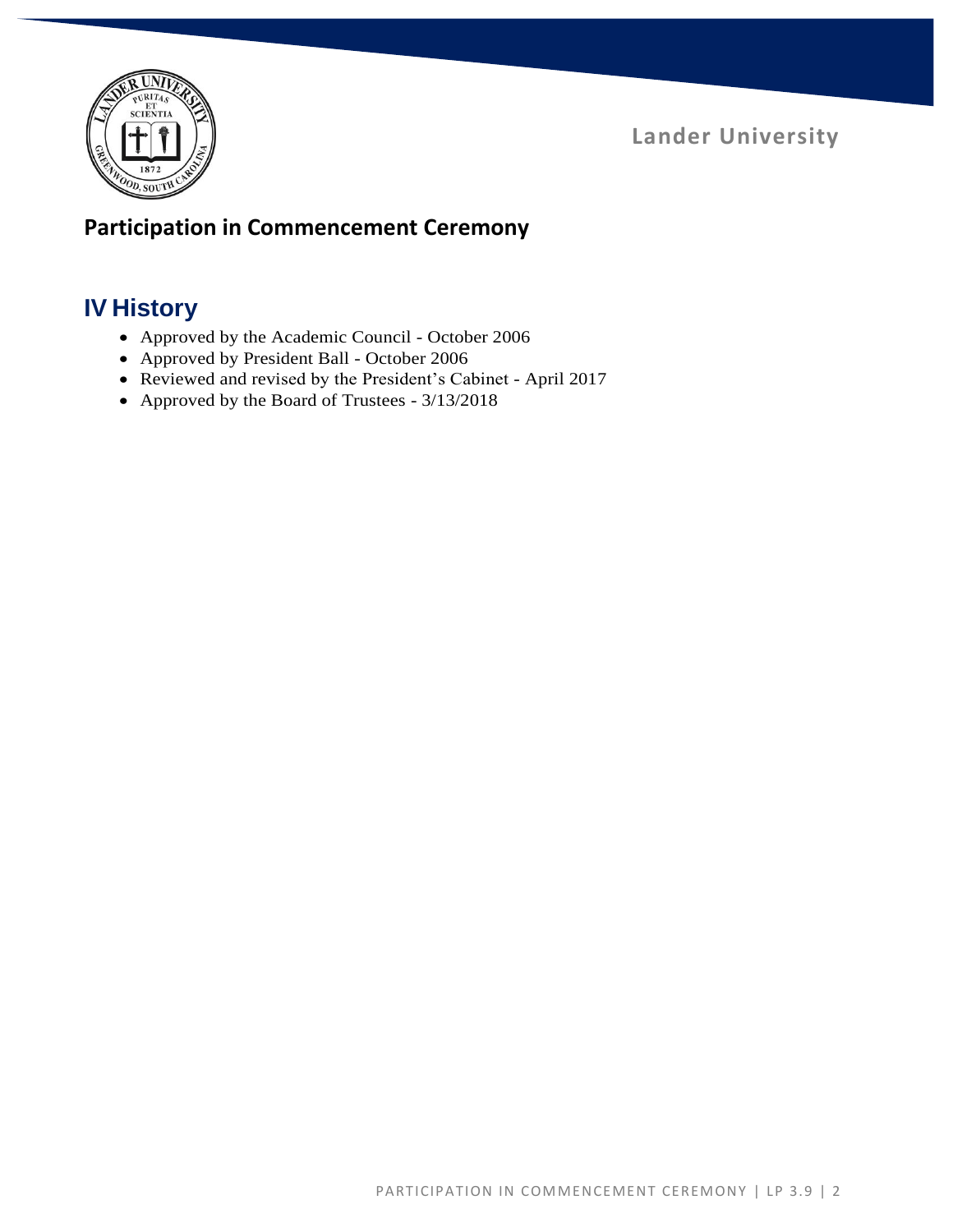## Participation in Commencement Ceremony

## IV History

- Approved by the Academic Council - October 2006
- Approved by President Ball - October 2006
- Reviewed and revised by the President's Cabinet - April 2017
- Approved by the Board of Trustees - 3/13/2018